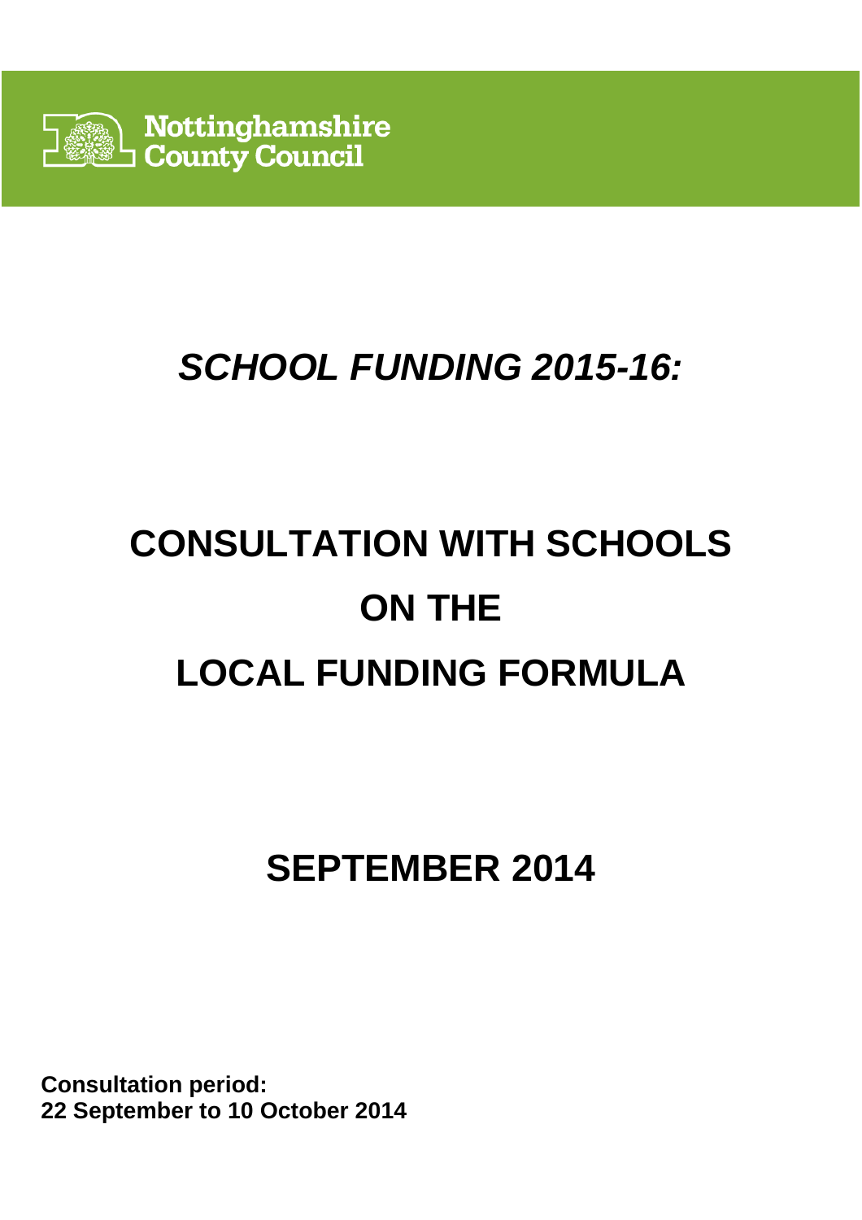Nottinghamshire County Council

# *SCHOOL FUNDING 2015-16:*

# CONSULTATION WITH SCHOOLS ON THE LOCAL FUNDING FORMULA

## SEPTEMBER 2014

**Consultation period:**
**22 September to 10 October 2014**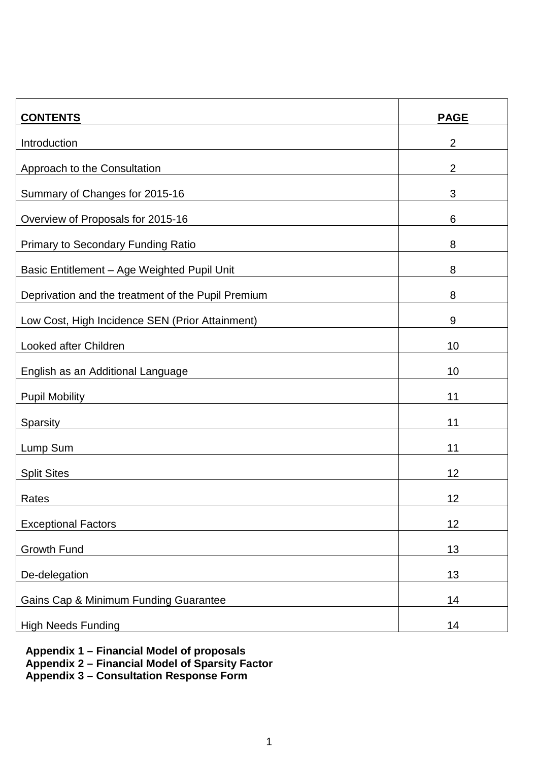| CONTENTS | PAGE |
| --- | --- |
| Introduction | 2 |
| Approach to the Consultation | 2 |
| Summary of Changes for 2015-16 | 3 |
| Overview of Proposals for 2015-16 | 6 |
| Primary to Secondary Funding Ratio | 8 |
| Basic Entitlement – Age Weighted Pupil Unit | 8 |
| Deprivation and the treatment of the Pupil Premium | 8 |
| Low Cost, High Incidence SEN (Prior Attainment) | 9 |
| Looked after Children | 10 |
| English as an Additional Language | 10 |
| Pupil Mobility | 11 |
| Sparsity | 11 |
| Lump Sum | 11 |
| Split Sites | 12 |
| Rates | 12 |
| Exceptional Factors | 12 |
| Growth Fund | 13 |
| De-delegation | 13 |
| Gains Cap & Minimum Funding Guarantee | 14 |
| High Needs Funding | 14 |

**Appendix 1 – Financial Model of proposals**
**Appendix 2 – Financial Model of Sparsity Factor**
**Appendix 3 – Consultation Response Form**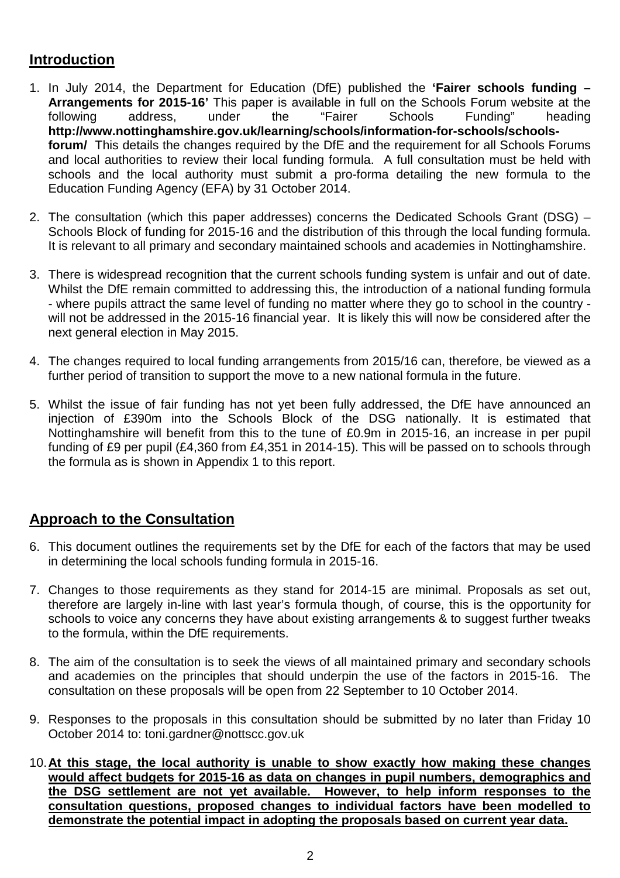## Introduction

1. In July 2014, the Department for Education (DfE) published the **'Fairer schools funding – Arrangements for 2015-16'** This paper is available in full on the Schools Forum website at the following address, under the "Fairer Schools Funding" heading **http://www.nottinghamshire.gov.uk/learning/schools/information-for-schools/schools-forum/** This details the changes required by the DfE and the requirement for all Schools Forums and local authorities to review their local funding formula. A full consultation must be held with schools and the local authority must submit a pro-forma detailing the new formula to the Education Funding Agency (EFA) by 31 October 2014.

2. The consultation (which this paper addresses) concerns the Dedicated Schools Grant (DSG) – Schools Block of funding for 2015-16 and the distribution of this through the local funding formula. It is relevant to all primary and secondary maintained schools and academies in Nottinghamshire.

3. There is widespread recognition that the current schools funding system is unfair and out of date. Whilst the DfE remain committed to addressing this, the introduction of a national funding formula - where pupils attract the same level of funding no matter where they go to school in the country - will not be addressed in the 2015-16 financial year. It is likely this will now be considered after the next general election in May 2015.

4. The changes required to local funding arrangements from 2015/16 can, therefore, be viewed as a further period of transition to support the move to a new national formula in the future.

5. Whilst the issue of fair funding has not yet been fully addressed, the DfE have announced an injection of £390m into the Schools Block of the DSG nationally. It is estimated that Nottinghamshire will benefit from this to the tune of £0.9m in 2015-16, an increase in per pupil funding of £9 per pupil (£4,360 from £4,351 in 2014-15). This will be passed on to schools through the formula as is shown in Appendix 1 to this report.

## Approach to the Consultation

6. This document outlines the requirements set by the DfE for each of the factors that may be used in determining the local schools funding formula in 2015-16.

7. Changes to those requirements as they stand for 2014-15 are minimal. Proposals as set out, therefore are largely in-line with last year's formula though, of course, this is the opportunity for schools to voice any concerns they have about existing arrangements & to suggest further tweaks to the formula, within the DfE requirements.

8. The aim of the consultation is to seek the views of all maintained primary and secondary schools and academies on the principles that should underpin the use of the factors in 2015-16. The consultation on these proposals will be open from 22 September to 10 October 2014.

9. Responses to the proposals in this consultation should be submitted by no later than Friday 10 October 2014 to: toni.gardner@nottscc.gov.uk

10. **At this stage, the local authority is unable to show exactly how making these changes would affect budgets for 2015-16 as data on changes in pupil numbers, demographics and the DSG settlement are not yet available. However, to help inform responses to the consultation questions, proposed changes to individual factors have been modelled to demonstrate the potential impact in adopting the proposals based on current year data.**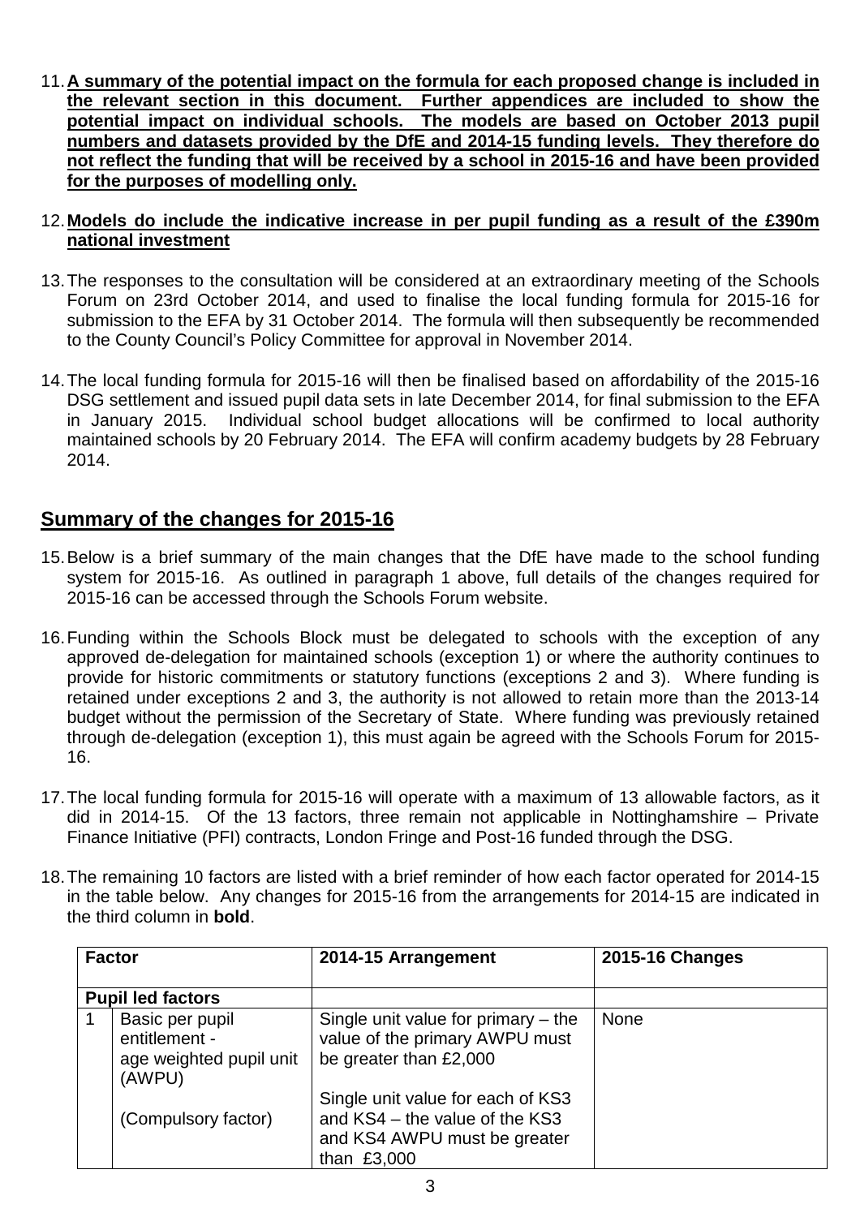11. **A summary of the potential impact on the formula for each proposed change is included in the relevant section in this document. Further appendices are included to show the potential impact on individual schools. The models are based on October 2013 pupil numbers and datasets provided by the DfE and 2014-15 funding levels. They therefore do not reflect the funding that will be received by a school in 2015-16 and have been provided for the purposes of modelling only.**

12. **Models do include the indicative increase in per pupil funding as a result of the £390m national investment**

13. The responses to the consultation will be considered at an extraordinary meeting of the Schools Forum on 23rd October 2014, and used to finalise the local funding formula for 2015-16 for submission to the EFA by 31 October 2014. The formula will then subsequently be recommended to the County Council's Policy Committee for approval in November 2014.

14. The local funding formula for 2015-16 will then be finalised based on affordability of the 2015-16 DSG settlement and issued pupil data sets in late December 2014, for final submission to the EFA in January 2015. Individual school budget allocations will be confirmed to local authority maintained schools by 20 February 2014. The EFA will confirm academy budgets by 28 February 2014.

## Summary of the changes for 2015-16

15. Below is a brief summary of the main changes that the DfE have made to the school funding system for 2015-16. As outlined in paragraph 1 above, full details of the changes required for 2015-16 can be accessed through the Schools Forum website.

16. Funding within the Schools Block must be delegated to schools with the exception of any approved de-delegation for maintained schools (exception 1) or where the authority continues to provide for historic commitments or statutory functions (exceptions 2 and 3). Where funding is retained under exceptions 2 and 3, the authority is not allowed to retain more than the 2013-14 budget without the permission of the Secretary of State. Where funding was previously retained through de-delegation (exception 1), this must again be agreed with the Schools Forum for 2015-16.

17. The local funding formula for 2015-16 will operate with a maximum of 13 allowable factors, as it did in 2014-15. Of the 13 factors, three remain not applicable in Nottinghamshire – Private Finance Initiative (PFI) contracts, London Fringe and Post-16 funded through the DSG.

18. The remaining 10 factors are listed with a brief reminder of how each factor operated for 2014-15 in the table below. Any changes for 2015-16 from the arrangements for 2014-15 are indicated in the third column in **bold**.

| Factor | | 2014-15 Arrangement | 2015-16 Changes |
|---|---|---|---|
| **Pupil led factors** | | | |
| 1 | Basic per pupil entitlement - age weighted pupil unit (AWPU)<br><br>(Compulsory factor) | Single unit value for primary – the value of the primary AWPU must be greater than £2,000<br><br>Single unit value for each of KS3 and KS4 – the value of the KS3 and KS4 AWPU must be greater than £3,000 | None |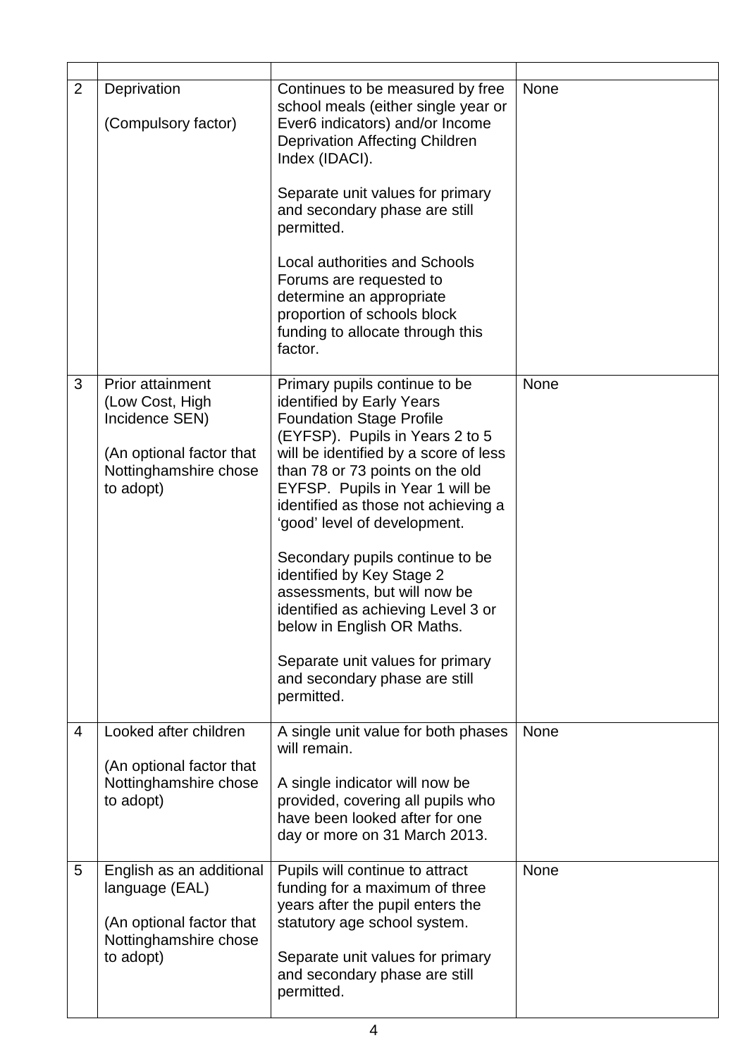| | | | |
|---|---|---|---|
| 2 | Deprivation<br><br>(Compulsory factor) | Continues to be measured by free school meals (either single year or Ever6 indicators) and/or Income Deprivation Affecting Children Index (IDACI).<br><br>Separate unit values for primary and secondary phase are still permitted.<br><br>Local authorities and Schools Forums are requested to determine an appropriate proportion of schools block funding to allocate through this factor. | None |
| 3 | Prior attainment (Low Cost, High Incidence SEN)<br><br>(An optional factor that Nottinghamshire chose to adopt) | Primary pupils continue to be identified by Early Years Foundation Stage Profile (EYFSP). Pupils in Years 2 to 5 will be identified by a score of less than 78 or 73 points on the old EYFSP. Pupils in Year 1 will be identified as those not achieving a 'good' level of development.<br><br>Secondary pupils continue to be identified by Key Stage 2 assessments, but will now be identified as achieving Level 3 or below in English OR Maths.<br><br>Separate unit values for primary and secondary phase are still permitted. | None |
| 4 | Looked after children<br><br>(An optional factor that Nottinghamshire chose to adopt) | A single unit value for both phases will remain.<br><br>A single indicator will now be provided, covering all pupils who have been looked after for one day or more on 31 March 2013. | None |
| 5 | English as an additional language (EAL)<br><br>(An optional factor that Nottinghamshire chose to adopt) | Pupils will continue to attract funding for a maximum of three years after the pupil enters the statutory age school system.<br><br>Separate unit values for primary and secondary phase are still permitted. | None |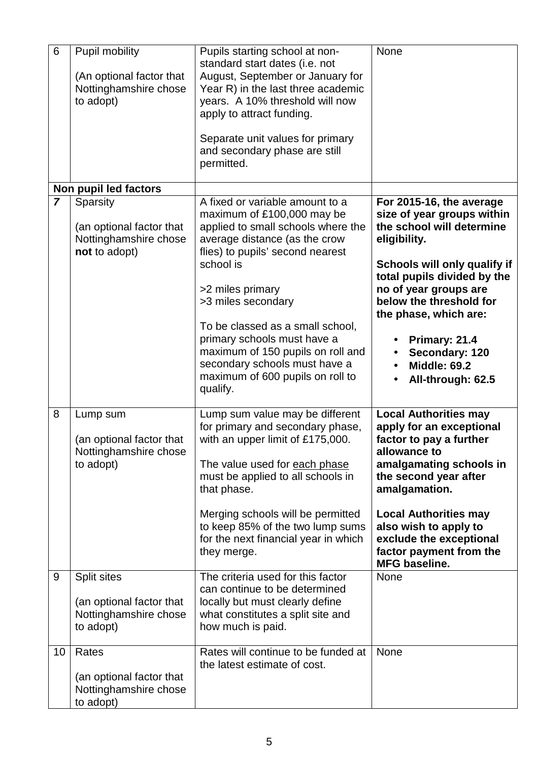| 6 | Pupil mobility<br><br>(An optional factor that Nottinghamshire chose to adopt) | Pupils starting school at non-standard start dates (i.e. not August, September or January for Year R) in the last three academic years. A 10% threshold will now apply to attract funding.<br><br>Separate unit values for primary and secondary phase are still permitted. | None |
|---|---|---|---|
| **Non pupil led factors** | | | |
| **7** | Sparsity<br><br>(an optional factor that Nottinghamshire chose **not** to adopt) | A fixed or variable amount to a maximum of £100,000 may be applied to small schools where the average distance (as the crow flies) to pupils' second nearest school is<br><br>>2 miles primary<br>>3 miles secondary<br><br>To be classed as a small school, primary schools must have a maximum of 150 pupils on roll and secondary schools must have a maximum of 600 pupils on roll to qualify. | **For 2015-16, the average size of year groups within the school will determine eligibility.**<br><br>**Schools will only qualify if total pupils divided by the no of year groups are below the threshold for the phase, which are:**<br><br>• **Primary: 21.4**<br>• **Secondary: 120**<br>• **Middle: 69.2**<br>• **All-through: 62.5** |
| 8 | Lump sum<br><br>(an optional factor that Nottinghamshire chose to adopt) | Lump sum value may be different for primary and secondary phase, with an upper limit of £175,000.<br><br>The value used for each phase must be applied to all schools in that phase.<br><br>Merging schools will be permitted to keep 85% of the two lump sums for the next financial year in which they merge. | **Local Authorities may apply for an exceptional factor to pay a further allowance to amalgamating schools in the second year after amalgamation.**<br><br>**Local Authorities may also wish to apply to exclude the exceptional factor payment from the MFG baseline.** |
| 9 | Split sites<br><br>(an optional factor that Nottinghamshire chose to adopt) | The criteria used for this factor can continue to be determined locally but must clearly define what constitutes a split site and how much is paid. | None |
| 10 | Rates<br><br>(an optional factor that Nottinghamshire chose to adopt) | Rates will continue to be funded at the latest estimate of cost. | None |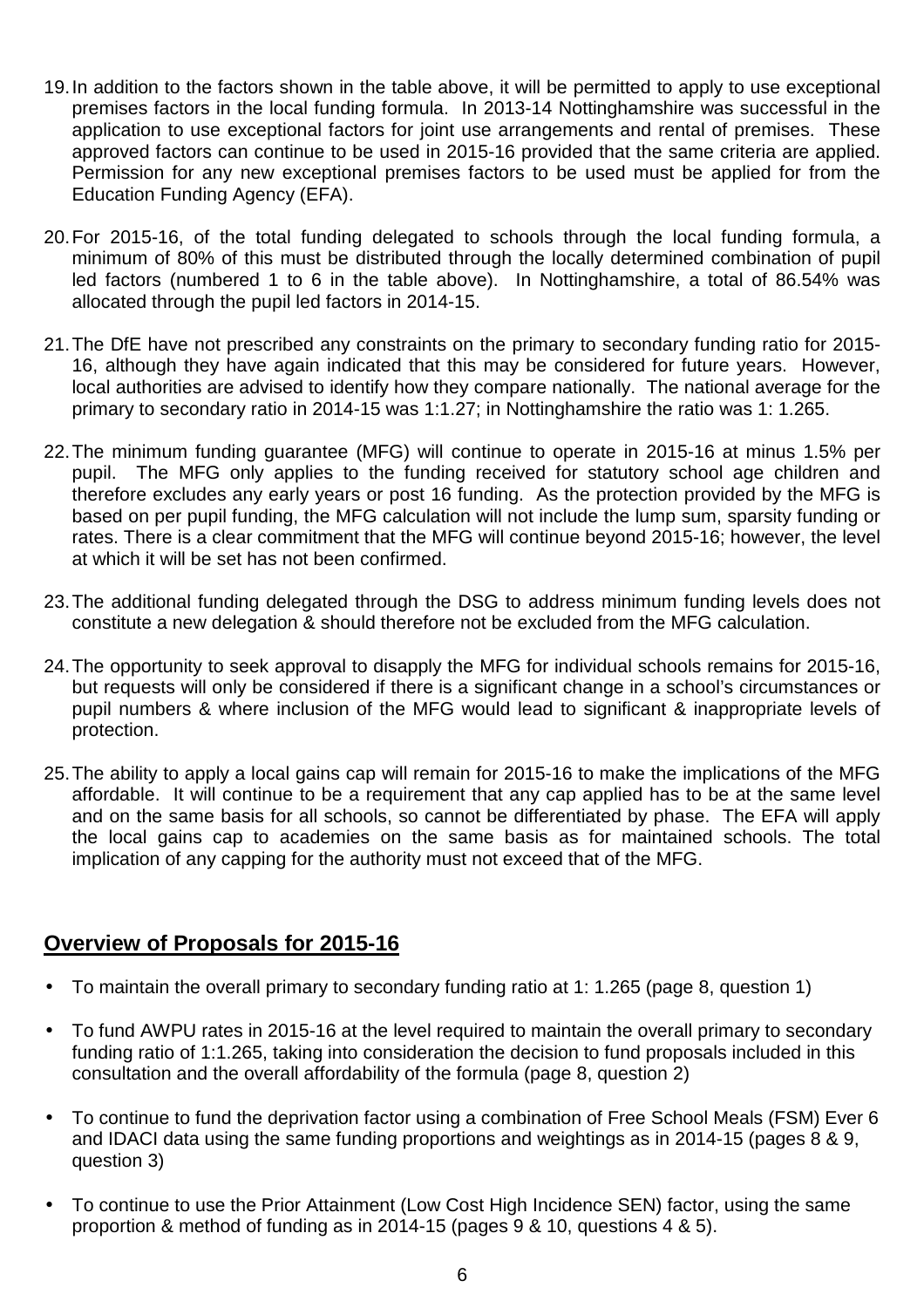19. In addition to the factors shown in the table above, it will be permitted to apply to use exceptional premises factors in the local funding formula. In 2013-14 Nottinghamshire was successful in the application to use exceptional factors for joint use arrangements and rental of premises. These approved factors can continue to be used in 2015-16 provided that the same criteria are applied. Permission for any new exceptional premises factors to be used must be applied for from the Education Funding Agency (EFA).

20. For 2015-16, of the total funding delegated to schools through the local funding formula, a minimum of 80% of this must be distributed through the locally determined combination of pupil led factors (numbered 1 to 6 in the table above). In Nottinghamshire, a total of 86.54% was allocated through the pupil led factors in 2014-15.

21. The DfE have not prescribed any constraints on the primary to secondary funding ratio for 2015-16, although they have again indicated that this may be considered for future years. However, local authorities are advised to identify how they compare nationally. The national average for the primary to secondary ratio in 2014-15 was 1:1.27; in Nottinghamshire the ratio was 1: 1.265.

22. The minimum funding guarantee (MFG) will continue to operate in 2015-16 at minus 1.5% per pupil. The MFG only applies to the funding received for statutory school age children and therefore excludes any early years or post 16 funding. As the protection provided by the MFG is based on per pupil funding, the MFG calculation will not include the lump sum, sparsity funding or rates. There is a clear commitment that the MFG will continue beyond 2015-16; however, the level at which it will be set has not been confirmed.

23. The additional funding delegated through the DSG to address minimum funding levels does not constitute a new delegation & should therefore not be excluded from the MFG calculation.

24. The opportunity to seek approval to disapply the MFG for individual schools remains for 2015-16, but requests will only be considered if there is a significant change in a school's circumstances or pupil numbers & where inclusion of the MFG would lead to significant & inappropriate levels of protection.

25. The ability to apply a local gains cap will remain for 2015-16 to make the implications of the MFG affordable. It will continue to be a requirement that any cap applied has to be at the same level and on the same basis for all schools, so cannot be differentiated by phase. The EFA will apply the local gains cap to academies on the same basis as for maintained schools. The total implication of any capping for the authority must not exceed that of the MFG.

## **Overview of Proposals for 2015-16**

- To maintain the overall primary to secondary funding ratio at 1: 1.265 (page 8, question 1)
- To fund AWPU rates in 2015-16 at the level required to maintain the overall primary to secondary funding ratio of 1:1.265, taking into consideration the decision to fund proposals included in this consultation and the overall affordability of the formula (page 8, question 2)
- To continue to fund the deprivation factor using a combination of Free School Meals (FSM) Ever 6 and IDACI data using the same funding proportions and weightings as in 2014-15 (pages 8 & 9, question 3)
- To continue to use the Prior Attainment (Low Cost High Incidence SEN) factor, using the same proportion & method of funding as in 2014-15 (pages 9 & 10, questions 4 & 5).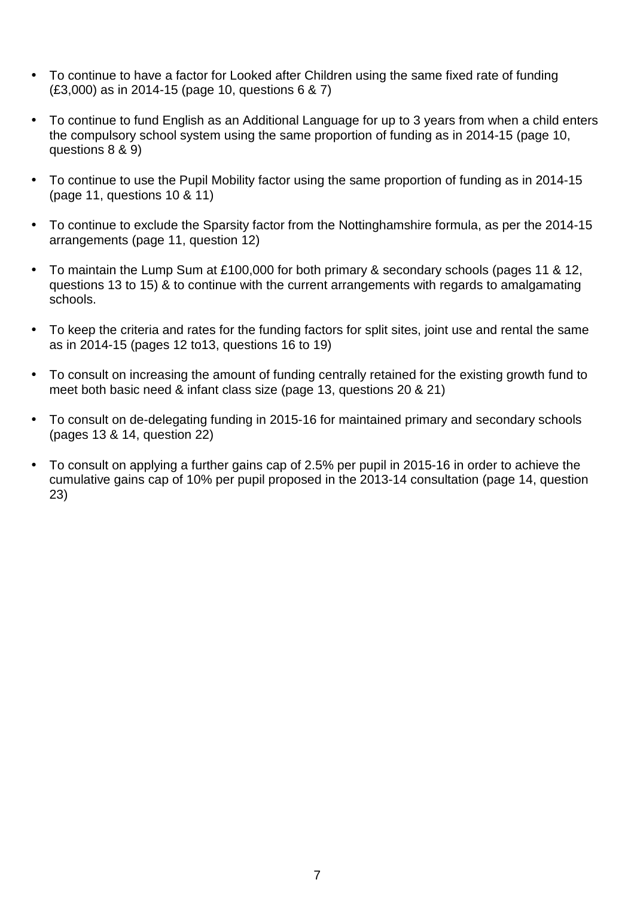- To continue to have a factor for Looked after Children using the same fixed rate of funding (£3,000) as in 2014-15 (page 10, questions 6 & 7)
- To continue to fund English as an Additional Language for up to 3 years from when a child enters the compulsory school system using the same proportion of funding as in 2014-15 (page 10, questions 8 & 9)
- To continue to use the Pupil Mobility factor using the same proportion of funding as in 2014-15 (page 11, questions 10 & 11)
- To continue to exclude the Sparsity factor from the Nottinghamshire formula, as per the 2014-15 arrangements (page 11, question 12)
- To maintain the Lump Sum at £100,000 for both primary & secondary schools (pages 11 & 12, questions 13 to 15) & to continue with the current arrangements with regards to amalgamating schools.
- To keep the criteria and rates for the funding factors for split sites, joint use and rental the same as in 2014-15 (pages 12 to13, questions 16 to 19)
- To consult on increasing the amount of funding centrally retained for the existing growth fund to meet both basic need & infant class size (page 13, questions 20 & 21)
- To consult on de-delegating funding in 2015-16 for maintained primary and secondary schools (pages 13 & 14, question 22)
- To consult on applying a further gains cap of 2.5% per pupil in 2015-16 in order to achieve the cumulative gains cap of 10% per pupil proposed in the 2013-14 consultation (page 14, question 23)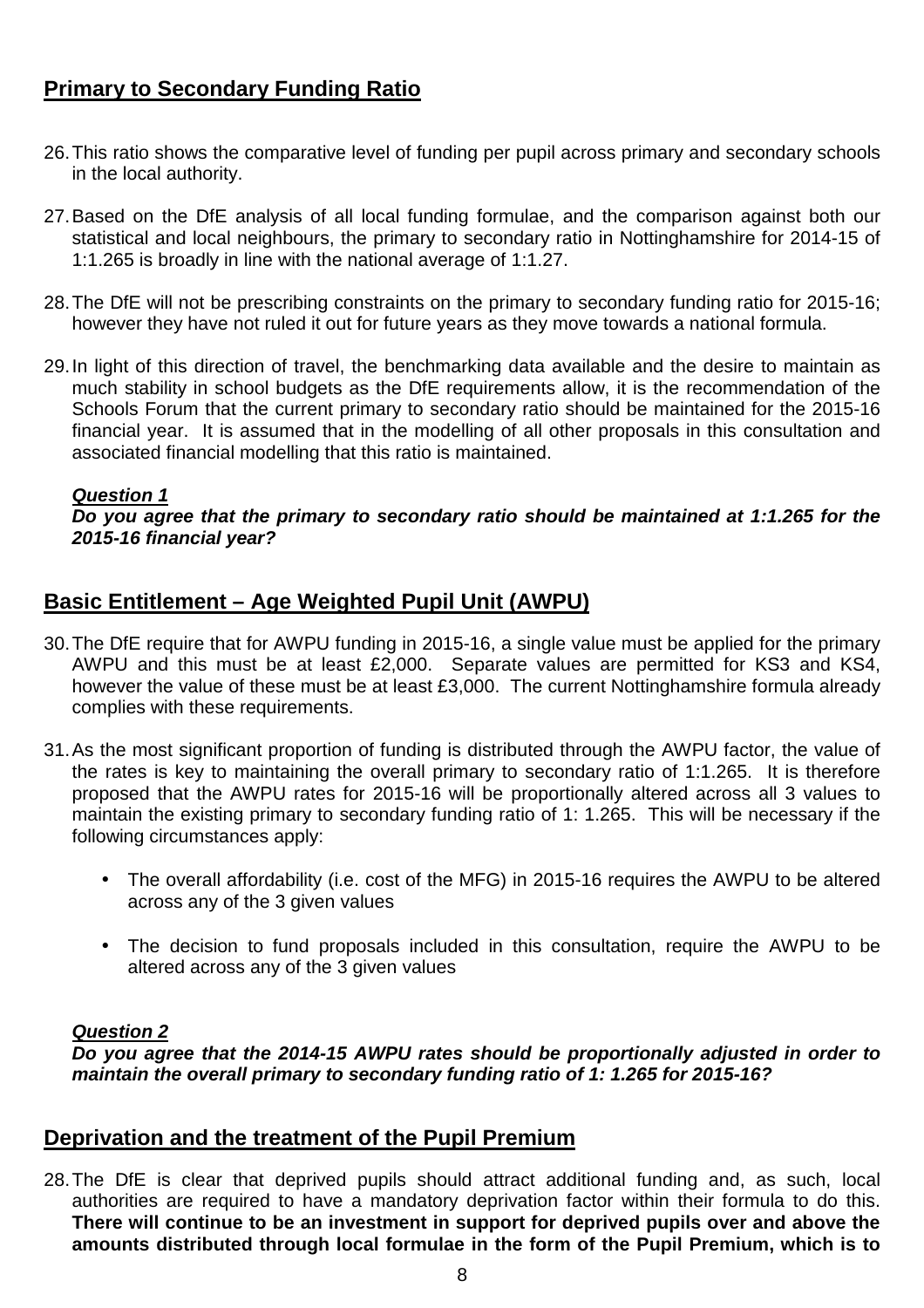## Primary to Secondary Funding Ratio

26. This ratio shows the comparative level of funding per pupil across primary and secondary schools in the local authority.

27. Based on the DfE analysis of all local funding formulae, and the comparison against both our statistical and local neighbours, the primary to secondary ratio in Nottinghamshire for 2014-15 of 1:1.265 is broadly in line with the national average of 1:1.27.

28. The DfE will not be prescribing constraints on the primary to secondary funding ratio for 2015-16; however they have not ruled it out for future years as they move towards a national formula.

29. In light of this direction of travel, the benchmarking data available and the desire to maintain as much stability in school budgets as the DfE requirements allow, it is the recommendation of the Schools Forum that the current primary to secondary ratio should be maintained for the 2015-16 financial year. It is assumed that in the modelling of all other proposals in this consultation and associated financial modelling that this ratio is maintained.

***Question 1***
***Do you agree that the primary to secondary ratio should be maintained at 1:1.265 for the 2015-16 financial year?***

## Basic Entitlement – Age Weighted Pupil Unit (AWPU)

30. The DfE require that for AWPU funding in 2015-16, a single value must be applied for the primary AWPU and this must be at least £2,000. Separate values are permitted for KS3 and KS4, however the value of these must be at least £3,000. The current Nottinghamshire formula already complies with these requirements.

31. As the most significant proportion of funding is distributed through the AWPU factor, the value of the rates is key to maintaining the overall primary to secondary ratio of 1:1.265. It is therefore proposed that the AWPU rates for 2015-16 will be proportionally altered across all 3 values to maintain the existing primary to secondary funding ratio of 1: 1.265. This will be necessary if the following circumstances apply:

   - The overall affordability (i.e. cost of the MFG) in 2015-16 requires the AWPU to be altered across any of the 3 given values

   - The decision to fund proposals included in this consultation, require the AWPU to be altered across any of the 3 given values

***Question 2***
***Do you agree that the 2014-15 AWPU rates should be proportionally adjusted in order to maintain the overall primary to secondary funding ratio of 1: 1.265 for 2015-16?***

## Deprivation and the treatment of the Pupil Premium

28. The DfE is clear that deprived pupils should attract additional funding and, as such, local authorities are required to have a mandatory deprivation factor within their formula to do this. **There will continue to be an investment in support for deprived pupils over and above the amounts distributed through local formulae in the form of the Pupil Premium, which is to**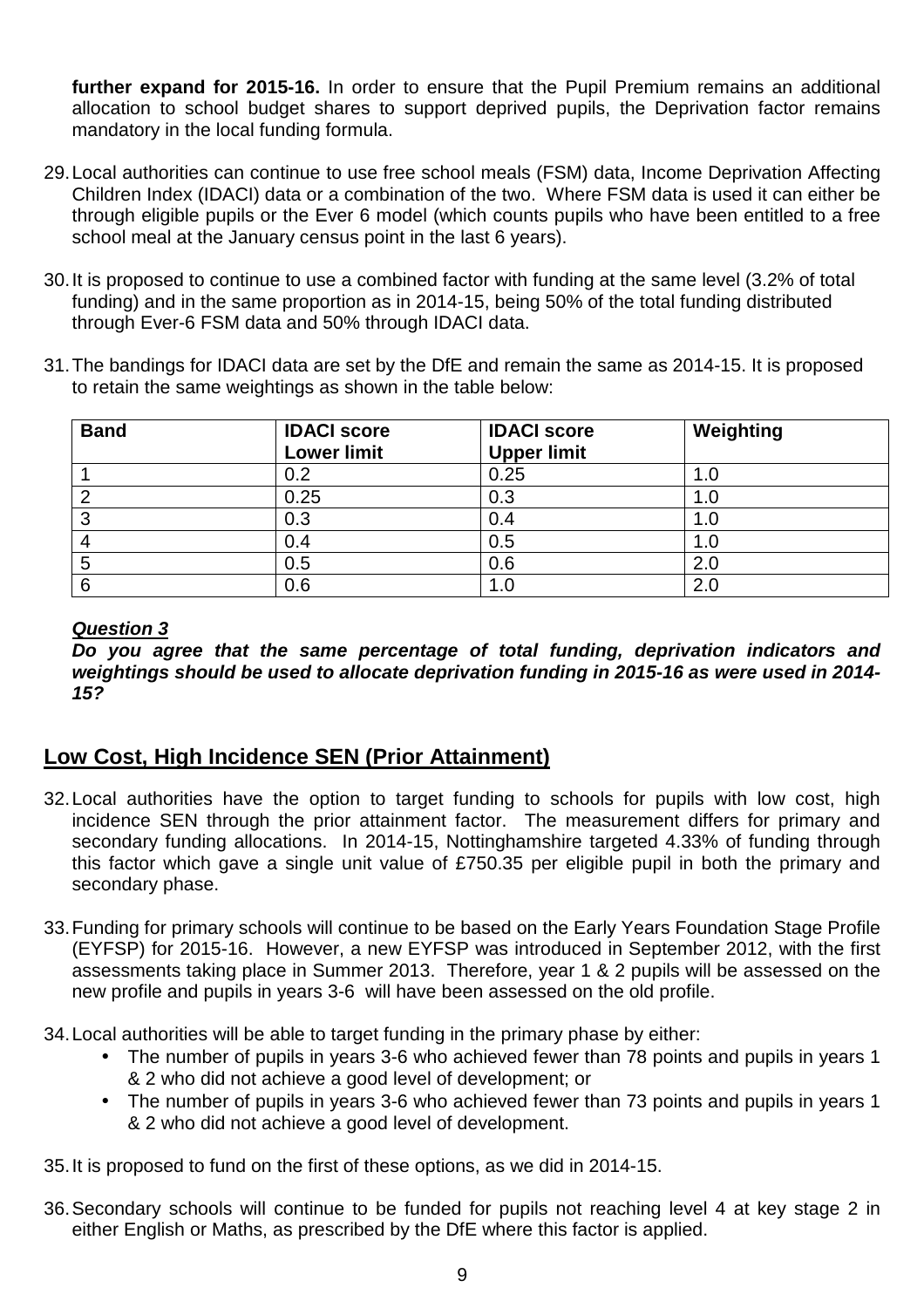**further expand for 2015-16.** In order to ensure that the Pupil Premium remains an additional allocation to school budget shares to support deprived pupils, the Deprivation factor remains mandatory in the local funding formula.

29. Local authorities can continue to use free school meals (FSM) data, Income Deprivation Affecting Children Index (IDACI) data or a combination of the two. Where FSM data is used it can either be through eligible pupils or the Ever 6 model (which counts pupils who have been entitled to a free school meal at the January census point in the last 6 years).

30. It is proposed to continue to use a combined factor with funding at the same level (3.2% of total funding) and in the same proportion as in 2014-15, being 50% of the total funding distributed through Ever-6 FSM data and 50% through IDACI data.

31. The bandings for IDACI data are set by the DfE and remain the same as 2014-15. It is proposed to retain the same weightings as shown in the table below:

| Band | IDACI score Lower limit | IDACI score Upper limit | Weighting |
|---|---|---|---|
| 1 | 0.2 | 0.25 | 1.0 |
| 2 | 0.25 | 0.3 | 1.0 |
| 3 | 0.3 | 0.4 | 1.0 |
| 4 | 0.4 | 0.5 | 1.0 |
| 5 | 0.5 | 0.6 | 2.0 |
| 6 | 0.6 | 1.0 | 2.0 |

***Question 3***
***Do you agree that the same percentage of total funding, deprivation indicators and weightings should be used to allocate deprivation funding in 2015-16 as were used in 2014-15?***

## Low Cost, High Incidence SEN (Prior Attainment)

32. Local authorities have the option to target funding to schools for pupils with low cost, high incidence SEN through the prior attainment factor. The measurement differs for primary and secondary funding allocations. In 2014-15, Nottinghamshire targeted 4.33% of funding through this factor which gave a single unit value of £750.35 per eligible pupil in both the primary and secondary phase.

33. Funding for primary schools will continue to be based on the Early Years Foundation Stage Profile (EYFSP) for 2015-16. However, a new EYFSP was introduced in September 2012, with the first assessments taking place in Summer 2013. Therefore, year 1 & 2 pupils will be assessed on the new profile and pupils in years 3-6 will have been assessed on the old profile.

34. Local authorities will be able to target funding in the primary phase by either:
    - The number of pupils in years 3-6 who achieved fewer than 78 points and pupils in years 1 & 2 who did not achieve a good level of development; or
    - The number of pupils in years 3-6 who achieved fewer than 73 points and pupils in years 1 & 2 who did not achieve a good level of development.

35. It is proposed to fund on the first of these options, as we did in 2014-15.

36. Secondary schools will continue to be funded for pupils not reaching level 4 at key stage 2 in either English or Maths, as prescribed by the DfE where this factor is applied.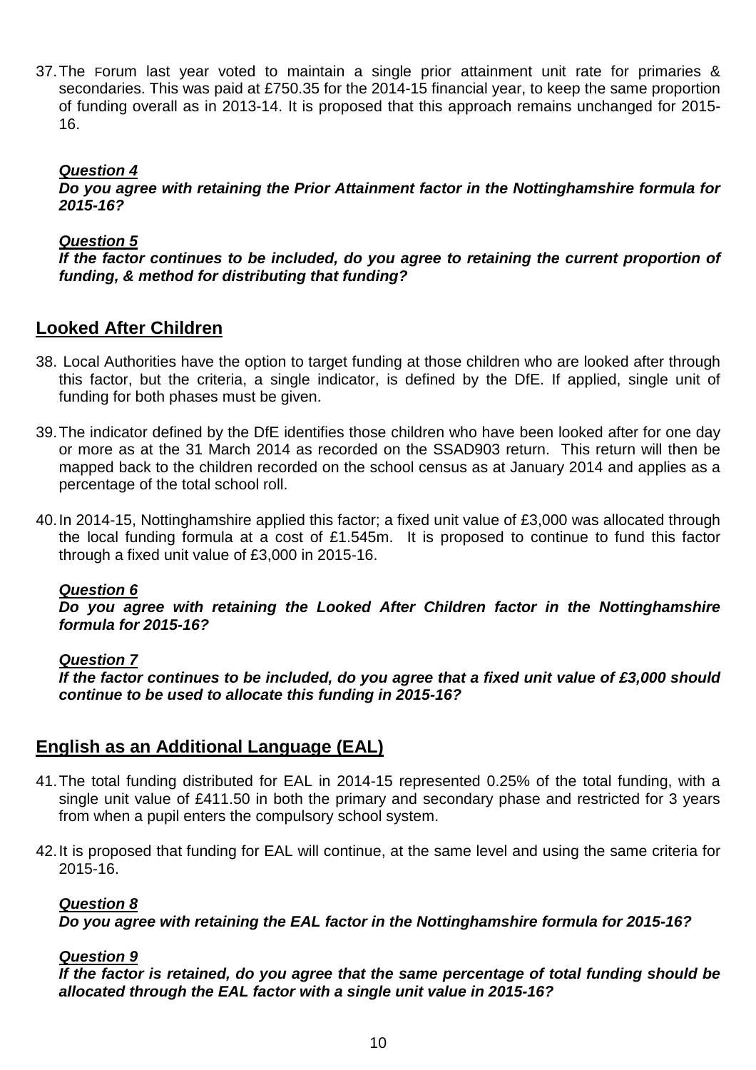37. The Forum last year voted to maintain a single prior attainment unit rate for primaries & secondaries. This was paid at £750.35 for the 2014-15 financial year, to keep the same proportion of funding overall as in 2013-14. It is proposed that this approach remains unchanged for 2015-16.

***Question 4***
***Do you agree with retaining the Prior Attainment factor in the Nottinghamshire formula for 2015-16?***

***Question 5***
***If the factor continues to be included, do you agree to retaining the current proportion of funding, & method for distributing that funding?***

## Looked After Children

38. Local Authorities have the option to target funding at those children who are looked after through this factor, but the criteria, a single indicator, is defined by the DfE. If applied, single unit of funding for both phases must be given.

39. The indicator defined by the DfE identifies those children who have been looked after for one day or more as at the 31 March 2014 as recorded on the SSAD903 return. This return will then be mapped back to the children recorded on the school census as at January 2014 and applies as a percentage of the total school roll.

40. In 2014-15, Nottinghamshire applied this factor; a fixed unit value of £3,000 was allocated through the local funding formula at a cost of £1.545m. It is proposed to continue to fund this factor through a fixed unit value of £3,000 in 2015-16.

***Question 6***
***Do you agree with retaining the Looked After Children factor in the Nottinghamshire formula for 2015-16?***

***Question 7***
***If the factor continues to be included, do you agree that a fixed unit value of £3,000 should continue to be used to allocate this funding in 2015-16?***

## English as an Additional Language (EAL)

41. The total funding distributed for EAL in 2014-15 represented 0.25% of the total funding, with a single unit value of £411.50 in both the primary and secondary phase and restricted for 3 years from when a pupil enters the compulsory school system.

42. It is proposed that funding for EAL will continue, at the same level and using the same criteria for 2015-16.

***Question 8***
***Do you agree with retaining the EAL factor in the Nottinghamshire formula for 2015-16?***

***Question 9***
***If the factor is retained, do you agree that the same percentage of total funding should be allocated through the EAL factor with a single unit value in 2015-16?***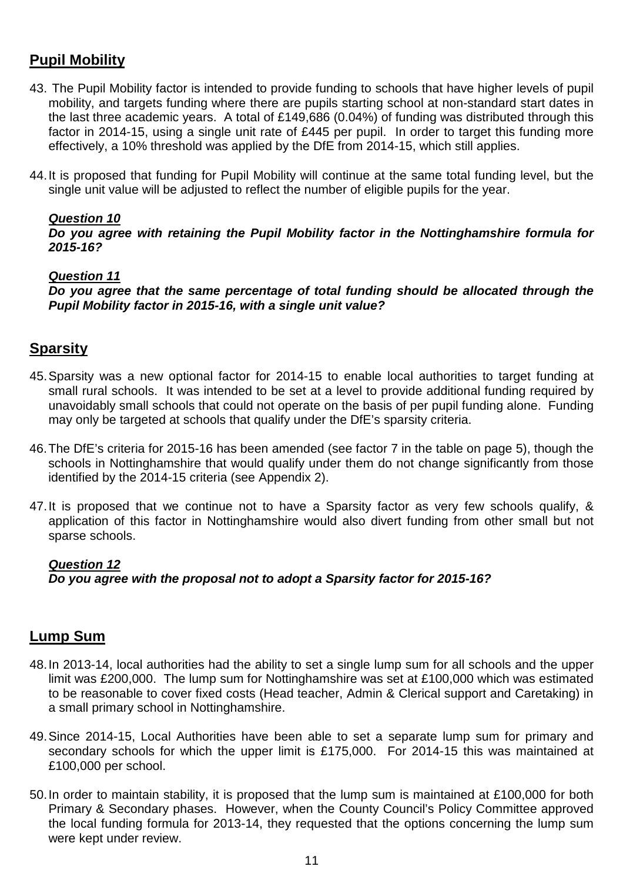## Pupil Mobility

43. The Pupil Mobility factor is intended to provide funding to schools that have higher levels of pupil mobility, and targets funding where there are pupils starting school at non-standard start dates in the last three academic years. A total of £149,686 (0.04%) of funding was distributed through this factor in 2014-15, using a single unit rate of £445 per pupil. In order to target this funding more effectively, a 10% threshold was applied by the DfE from 2014-15, which still applies.

44. It is proposed that funding for Pupil Mobility will continue at the same total funding level, but the single unit value will be adjusted to reflect the number of eligible pupils for the year.

***Question 10***
***Do you agree with retaining the Pupil Mobility factor in the Nottinghamshire formula for 2015-16?***

***Question 11***
***Do you agree that the same percentage of total funding should be allocated through the Pupil Mobility factor in 2015-16, with a single unit value?***

## Sparsity

45. Sparsity was a new optional factor for 2014-15 to enable local authorities to target funding at small rural schools. It was intended to be set at a level to provide additional funding required by unavoidably small schools that could not operate on the basis of per pupil funding alone. Funding may only be targeted at schools that qualify under the DfE's sparsity criteria.

46. The DfE's criteria for 2015-16 has been amended (see factor 7 in the table on page 5), though the schools in Nottinghamshire that would qualify under them do not change significantly from those identified by the 2014-15 criteria (see Appendix 2).

47. It is proposed that we continue not to have a Sparsity factor as very few schools qualify, & application of this factor in Nottinghamshire would also divert funding from other small but not sparse schools.

***Question 12***
***Do you agree with the proposal not to adopt a Sparsity factor for 2015-16?***

## Lump Sum

48. In 2013-14, local authorities had the ability to set a single lump sum for all schools and the upper limit was £200,000. The lump sum for Nottinghamshire was set at £100,000 which was estimated to be reasonable to cover fixed costs (Head teacher, Admin & Clerical support and Caretaking) in a small primary school in Nottinghamshire.

49. Since 2014-15, Local Authorities have been able to set a separate lump sum for primary and secondary schools for which the upper limit is £175,000. For 2014-15 this was maintained at £100,000 per school.

50. In order to maintain stability, it is proposed that the lump sum is maintained at £100,000 for both Primary & Secondary phases. However, when the County Council's Policy Committee approved the local funding formula for 2013-14, they requested that the options concerning the lump sum were kept under review.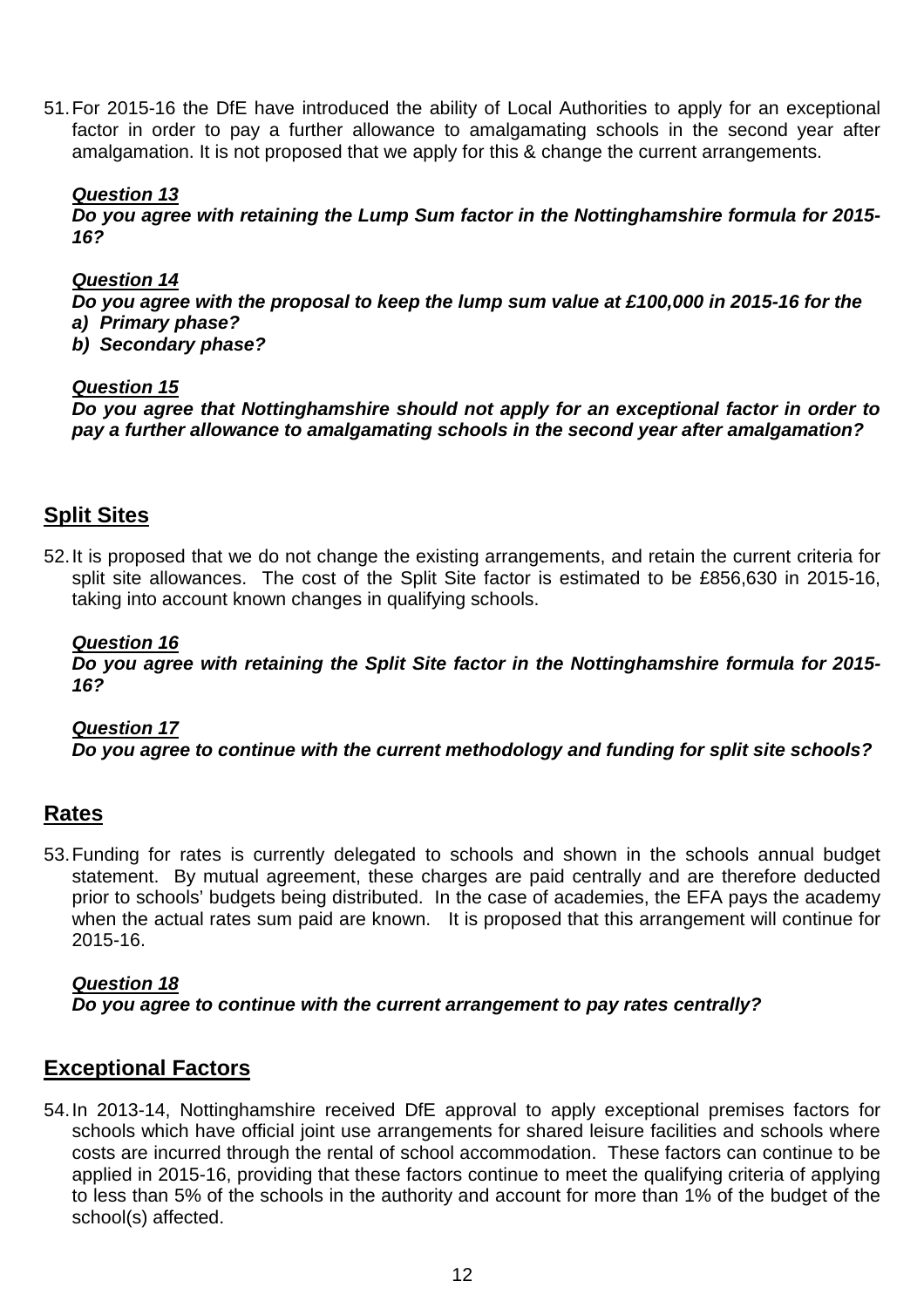51. For 2015-16 the DfE have introduced the ability of Local Authorities to apply for an exceptional factor in order to pay a further allowance to amalgamating schools in the second year after amalgamation. It is not proposed that we apply for this & change the current arrangements.

***Question 13***
***Do you agree with retaining the Lump Sum factor in the Nottinghamshire formula for 2015-16?***

***Question 14***
***Do you agree with the proposal to keep the lump sum value at £100,000 in 2015-16 for the***
***a) Primary phase?***
***b) Secondary phase?***

***Question 15***
***Do you agree that Nottinghamshire should not apply for an exceptional factor in order to pay a further allowance to amalgamating schools in the second year after amalgamation?***

## Split Sites

52. It is proposed that we do not change the existing arrangements, and retain the current criteria for split site allowances. The cost of the Split Site factor is estimated to be £856,630 in 2015-16, taking into account known changes in qualifying schools.

***Question 16***
***Do you agree with retaining the Split Site factor in the Nottinghamshire formula for 2015-16?***

***Question 17***
***Do you agree to continue with the current methodology and funding for split site schools?***

## Rates

53. Funding for rates is currently delegated to schools and shown in the schools annual budget statement. By mutual agreement, these charges are paid centrally and are therefore deducted prior to schools' budgets being distributed. In the case of academies, the EFA pays the academy when the actual rates sum paid are known. It is proposed that this arrangement will continue for 2015-16.

***Question 18***
***Do you agree to continue with the current arrangement to pay rates centrally?***

## Exceptional Factors

54. In 2013-14, Nottinghamshire received DfE approval to apply exceptional premises factors for schools which have official joint use arrangements for shared leisure facilities and schools where costs are incurred through the rental of school accommodation. These factors can continue to be applied in 2015-16, providing that these factors continue to meet the qualifying criteria of applying to less than 5% of the schools in the authority and account for more than 1% of the budget of the school(s) affected.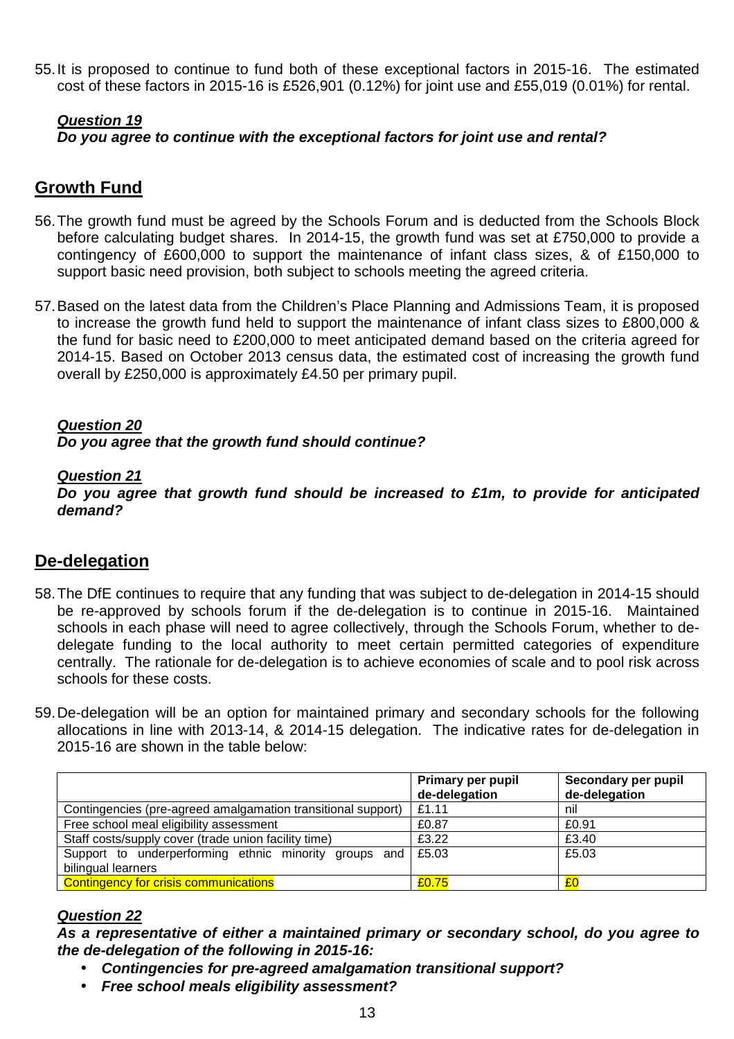55. It is proposed to continue to fund both of these exceptional factors in 2015-16. The estimated cost of these factors in 2015-16 is £526,901 (0.12%) for joint use and £55,019 (0.01%) for rental.

***Question 19***
***Do you agree to continue with the exceptional factors for joint use and rental?***

## Growth Fund

56. The growth fund must be agreed by the Schools Forum and is deducted from the Schools Block before calculating budget shares. In 2014-15, the growth fund was set at £750,000 to provide a contingency of £600,000 to support the maintenance of infant class sizes, & of £150,000 to support basic need provision, both subject to schools meeting the agreed criteria.

57. Based on the latest data from the Children's Place Planning and Admissions Team, it is proposed to increase the growth fund held to support the maintenance of infant class sizes to £800,000 & the fund for basic need to £200,000 to meet anticipated demand based on the criteria agreed for 2014-15. Based on October 2013 census data, the estimated cost of increasing the growth fund overall by £250,000 is approximately £4.50 per primary pupil.

***Question 20***
***Do you agree that the growth fund should continue?***

***Question 21***
***Do you agree that growth fund should be increased to £1m, to provide for anticipated demand?***

## De-delegation

58. The DfE continues to require that any funding that was subject to de-delegation in 2014-15 should be re-approved by schools forum if the de-delegation is to continue in 2015-16. Maintained schools in each phase will need to agree collectively, through the Schools Forum, whether to de-delegate funding to the local authority to meet certain permitted categories of expenditure centrally. The rationale for de-delegation is to achieve economies of scale and to pool risk across schools for these costs.

59. De-delegation will be an option for maintained primary and secondary schools for the following allocations in line with 2013-14, & 2014-15 delegation. The indicative rates for de-delegation in 2015-16 are shown in the table below:

| | Primary per pupil de-delegation | Secondary per pupil de-delegation |
|---|---|---|
| Contingencies (pre-agreed amalgamation transitional support) | £1.11 | nil |
| Free school meal eligibility assessment | £0.87 | £0.91 |
| Staff costs/supply cover (trade union facility time) | £3.22 | £3.40 |
| Support to underperforming ethnic minority groups and bilingual learners | £5.03 | £5.03 |
| Contingency for crisis communications | £0.75 | £0 |

***Question 22***
***As a representative of either a maintained primary or secondary school, do you agree to the de-delegation of the following in 2015-16:***

- ***Contingencies for pre-agreed amalgamation transitional support?***
- ***Free school meals eligibility assessment?***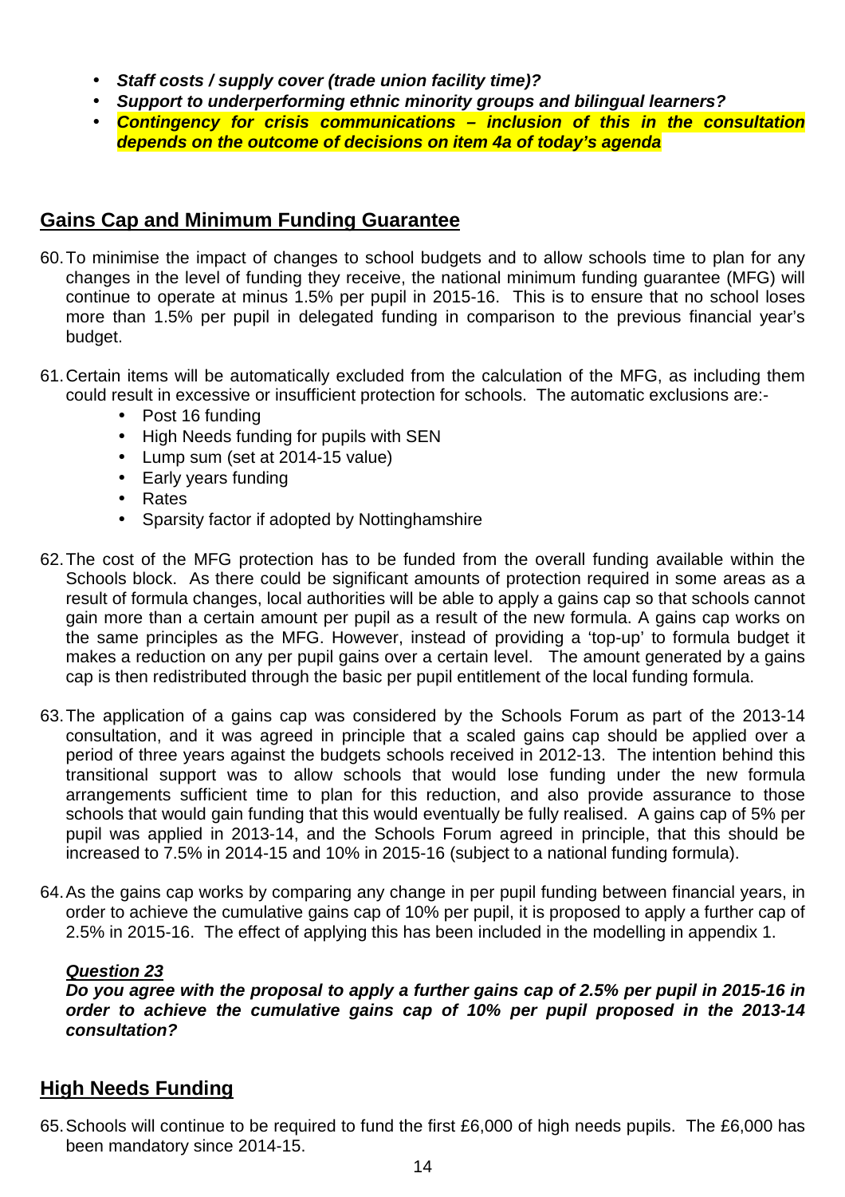- ***Staff costs / supply cover (trade union facility time)?***
- ***Support to underperforming ethnic minority groups and bilingual learners?***
- ***Contingency for crisis communications – inclusion of this in the consultation depends on the outcome of decisions on item 4a of today's agenda***

## Gains Cap and Minimum Funding Guarantee

60. To minimise the impact of changes to school budgets and to allow schools time to plan for any changes in the level of funding they receive, the national minimum funding guarantee (MFG) will continue to operate at minus 1.5% per pupil in 2015-16. This is to ensure that no school loses more than 1.5% per pupil in delegated funding in comparison to the previous financial year's budget.

61. Certain items will be automatically excluded from the calculation of the MFG, as including them could result in excessive or insufficient protection for schools. The automatic exclusions are:-
    - Post 16 funding
    - High Needs funding for pupils with SEN
    - Lump sum (set at 2014-15 value)
    - Early years funding
    - Rates
    - Sparsity factor if adopted by Nottinghamshire

62. The cost of the MFG protection has to be funded from the overall funding available within the Schools block. As there could be significant amounts of protection required in some areas as a result of formula changes, local authorities will be able to apply a gains cap so that schools cannot gain more than a certain amount per pupil as a result of the new formula. A gains cap works on the same principles as the MFG. However, instead of providing a 'top-up' to formula budget it makes a reduction on any per pupil gains over a certain level. The amount generated by a gains cap is then redistributed through the basic per pupil entitlement of the local funding formula.

63. The application of a gains cap was considered by the Schools Forum as part of the 2013-14 consultation, and it was agreed in principle that a scaled gains cap should be applied over a period of three years against the budgets schools received in 2012-13. The intention behind this transitional support was to allow schools that would lose funding under the new formula arrangements sufficient time to plan for this reduction, and also provide assurance to those schools that would gain funding that this would eventually be fully realised. A gains cap of 5% per pupil was applied in 2013-14, and the Schools Forum agreed in principle, that this should be increased to 7.5% in 2014-15 and 10% in 2015-16 (subject to a national funding formula).

64. As the gains cap works by comparing any change in per pupil funding between financial years, in order to achieve the cumulative gains cap of 10% per pupil, it is proposed to apply a further cap of 2.5% in 2015-16. The effect of applying this has been included in the modelling in appendix 1.

***Question 23***

***Do you agree with the proposal to apply a further gains cap of 2.5% per pupil in 2015-16 in order to achieve the cumulative gains cap of 10% per pupil proposed in the 2013-14 consultation?***

## High Needs Funding

65. Schools will continue to be required to fund the first £6,000 of high needs pupils. The £6,000 has been mandatory since 2014-15.